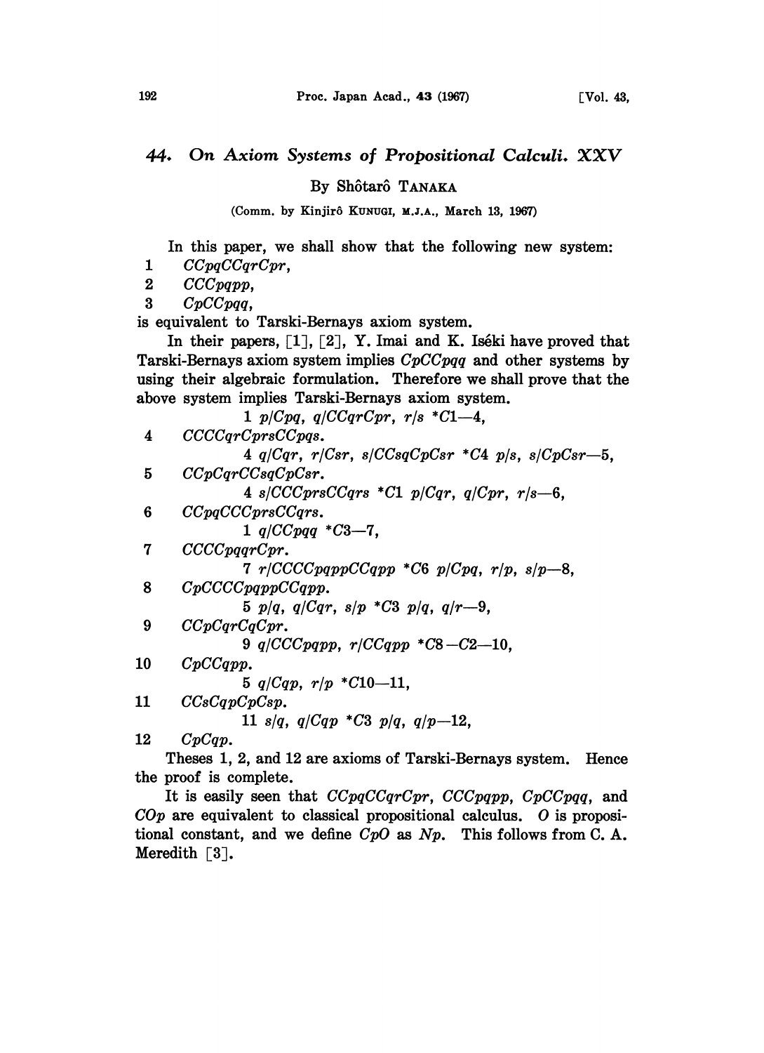# 44. On Axiom Systems of Propositional Calculi. XXV

By Shôtarô TANAKA

(Comm. by Kinjirô KUNUGI, M.J.A., March 13, 1967)

In this paper, we shall show that the following new system:

1 *CCpqCCqrCpr*,

2 *CCCpqpp*,

3 *CpCCpqq*,

is equivalent to Tarski-Bernays axiom system.

In their papers, [1], [2], Y. Imai and K. Iséki have proved that Tarski-Bernays axiom system implies *CpCCpqq* and other systems by using their algebraic formulation. Therefore we shall prove that the above system implies Tarski-Bernays axiom system.

1 *p*/*Cpq*, *q*/*CCqrCpr*, *r*/*s* \**C*1—4,

4 *CCCCqrCprsCCpqs*.

4 *q*/*Cqr*, *r*/*Csr*, *s*/*CCsqCpCsr* \**C*4 *p*/*s*, *s*/*CpCsr*—5,

5 *CCpCqrCCsqCpCsr*.

4 *s*/*CCCprsCCqrs* \**C*1 *p*/*Cqr*, *q*/*Cpr*, *r*/*s*—6,

6 *CCpqCCCprsCCqrs*.

1 *q*/*CCpqq* \**C*3—7,

7 *CCCCpqqrCpr*.

7 *r*/*CCCCpqppCCqpp* \**C*6 *p*/*Cpq*, *r*/*p*, *s*/*p*—8,

8 *CpCCCCpqppCCqpp*.

5 *p*/*q*, *q*/*Cqr*, *s*/*p* \**C*3 *p*/*q*, *q*/*r*—9,

9 *CCpCqrCqCpr*.

9 *q*/*CCCpqpp*, *r*/*CCqpp* \**C*8 —*C*2—10,

10 *CpCCqpp*.

5 *q*/*Cqp*, *r*/*p* \**C*10—11,

11 *CCsCqpCpCsp*.

11 *s*/*q*, *q*/*Cqp* \**C*3 *p*/*q*, *q*/*p*—12,

12 *CpCqp*.

Theses 1, 2, and 12 are axioms of Tarski-Bernays system. Hence the proof is complete.

It is easily seen that *CCpqCCqrCpr*, *CCCpqpp*, *CpCCpqq*, and *COp* are equivalent to classical propositional calculus. *O* is propositional constant, and we define *CpO* as *Np*. This follows from C. A. Meredith [3].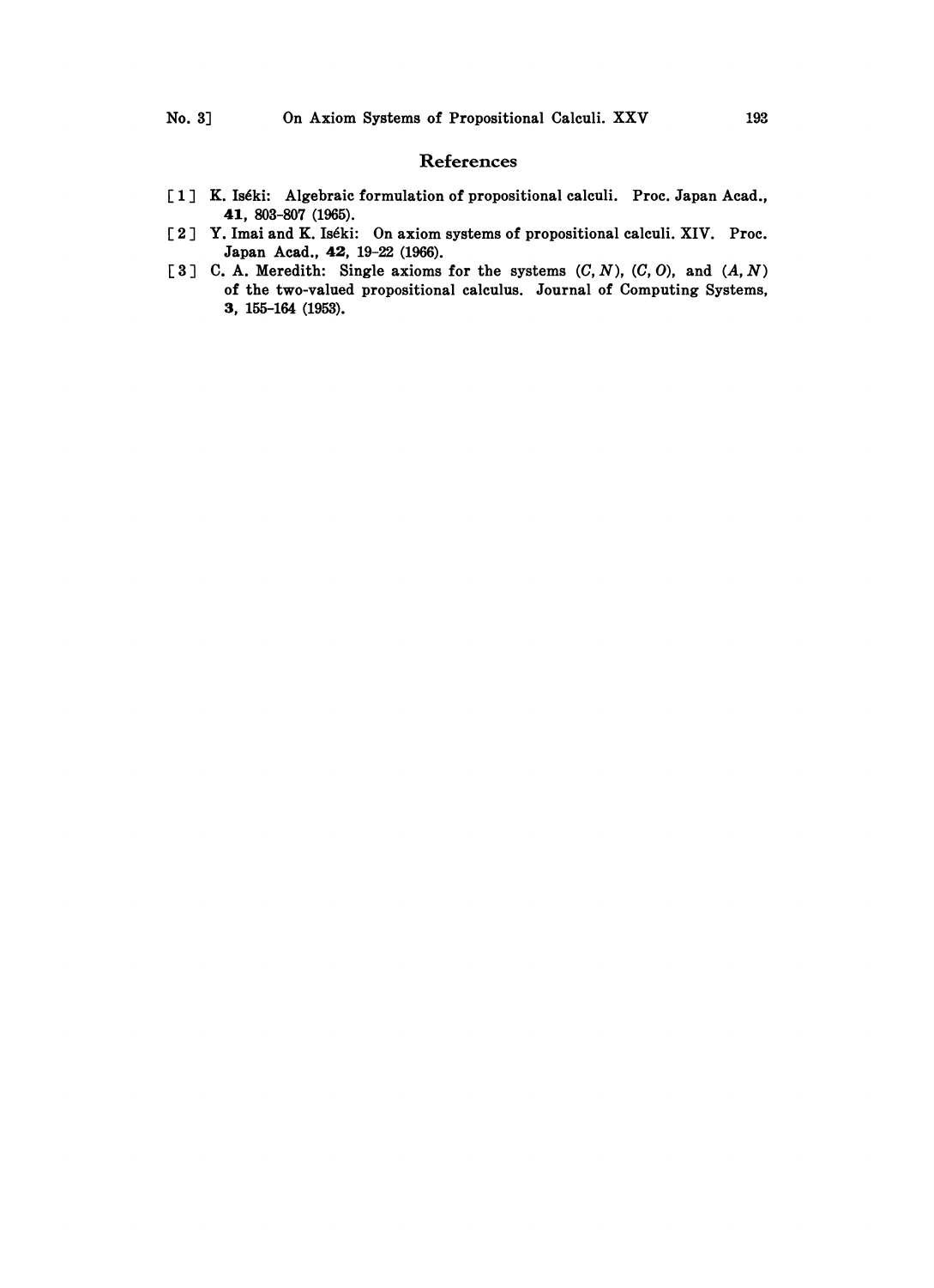## References

[1] K. Iséki: Algebraic formulation of propositional calculi. Proc. Japan Acad., **41**, 803–807 (1965).

[2] Y. Imai and K. Iséki: On axiom systems of propositional calculi. XIV. Proc. Japan Acad., **42**, 19–22 (1966).

[3] C. A. Meredith: Single axioms for the systems $(C, N)$, $(C, O)$, and $(A, N)$ of the two-valued propositional calculus. Journal of Computing Systems, **3**, 155–164 (1953).